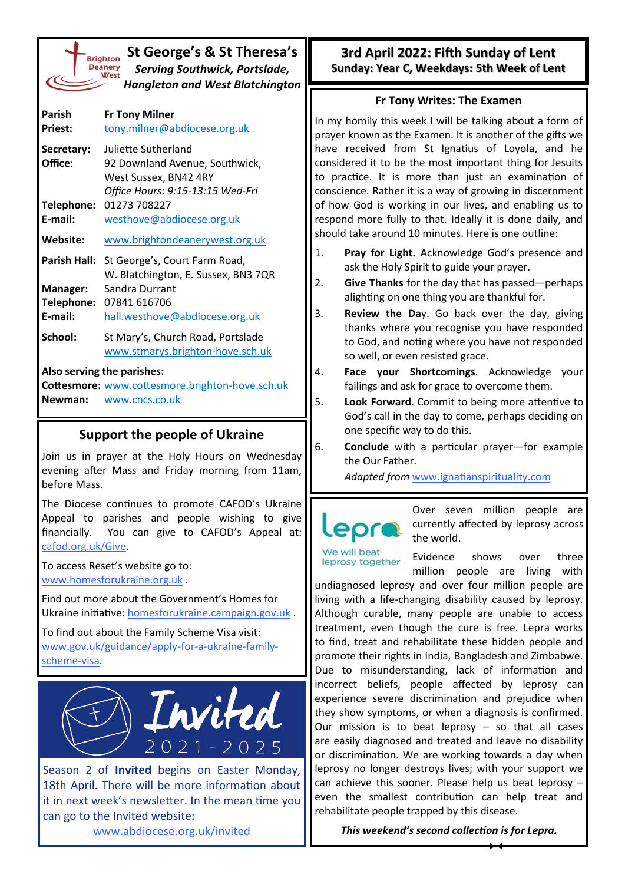# St George's & St Theresa's

***Serving Southwick, Portslade, Hangleton and West Blatchington***

Brighton Deanery West

| | |
|---|---|
| **Parish Priest:** | **Fr Tony Milner** tony.milner@abdiocese.org.uk |
| **Secretary:** | Juliette Sutherland |
| **Office**: | 92 Downland Avenue, Southwick, West Sussex, BN42 4RY *Office Hours: 9:15-13:15 Wed-Fri* |
| **Telephone:** | 01273 708227 |
| **E-mail:** | westhove@abdiocese.org.uk |
| **Website:** | www.brightondeanerywest.org.uk |
| **Parish Hall:** | St George's, Court Farm Road, W. Blatchington, E. Sussex, BN3 7QR |
| **Manager:** | Sandra Durrant |
| **Telephone:** | 07841 616706 |
| **E-mail:** | hall.westhove@abdiocese.org.uk |
| **School:** | St Mary's, Church Road, Portslade www.stmarys.brighton-hove.sch.uk |

**Also serving the parishes:**
**Cottesmore:** www.cottesmore.brighton-hove.sch.uk
**Newman:** www.cncs.co.uk

## Support the people of Ukraine

Join us in prayer at the Holy Hours on Wednesday evening after Mass and Friday morning from 11am, before Mass.

The Diocese continues to promote CAFOD's Ukraine Appeal to parishes and people wishing to give financially. You can give to CAFOD's Appeal at: cafod.org.uk/Give.

To access Reset's website go to: www.homesforukraine.org.uk .

Find out more about the Government's Homes for Ukraine initiative: homesforukraine.campaign.gov.uk .

To find out about the Family Scheme Visa visit: www.gov.uk/guidance/apply-for-a-ukraine-family-scheme-visa.

## Invited 2021 - 2025

Season 2 of **Invited** begins on Easter Monday, 18th April. There will be more information about it in next week's newsletter. In the mean time you can go to the Invited website:
www.abdiocese.org.uk/invited

## 3rd April 2022: Fifth Sunday of Lent

**Sunday: Year C, Weekdays: 5th Week of Lent**

### Fr Tony Writes: The Examen

In my homily this week I will be talking about a form of prayer known as the Examen. It is another of the gifts we have received from St Ignatius of Loyola, and he considered it to be the most important thing for Jesuits to practice. It is more than just an examination of conscience. Rather it is a way of growing in discernment of how God is working in our lives, and enabling us to respond more fully to that. Ideally it is done daily, and should take around 10 minutes. Here is one outline:

1. **Pray for Light.** Acknowledge God's presence and ask the Holy Spirit to guide your prayer.
2. **Give Thanks** for the day that has passed—perhaps alighting on one thing you are thankful for.
3. **Review the Day**. Go back over the day, giving thanks where you recognise you have responded to God, and noting where you have not responded so well, or even resisted grace.
4. **Face your Shortcomings**. Acknowledge your failings and ask for grace to overcome them.
5. **Look Forward**. Commit to being more attentive to God's call in the day to come, perhaps deciding on one specific way to do this.
6. **Conclude** with a particular prayer—for example the Our Father.

*Adapted from* www.ignatianspirituality.com

### lepra — We will beat leprosy together

Over seven million people are currently affected by leprosy across the world.

Evidence shows over three million people are living with undiagnosed leprosy and over four million people are living with a life-changing disability caused by leprosy. Although curable, many people are unable to access treatment, even though the cure is free. Lepra works to find, treat and rehabilitate these hidden people and promote their rights in India, Bangladesh and Zimbabwe. Due to misunderstanding, lack of information and incorrect beliefs, people affected by leprosy can experience severe discrimination and prejudice when they show symptoms, or when a diagnosis is confirmed. Our mission is to beat leprosy – so that all cases are easily diagnosed and treated and leave no disability or discrimination. We are working towards a day when leprosy no longer destroys lives; with your support we can achieve this sooner. Please help us beat leprosy – even the smallest contribution can help treat and rehabilitate people trapped by this disease.

***This weekend's second collection is for Lepra.***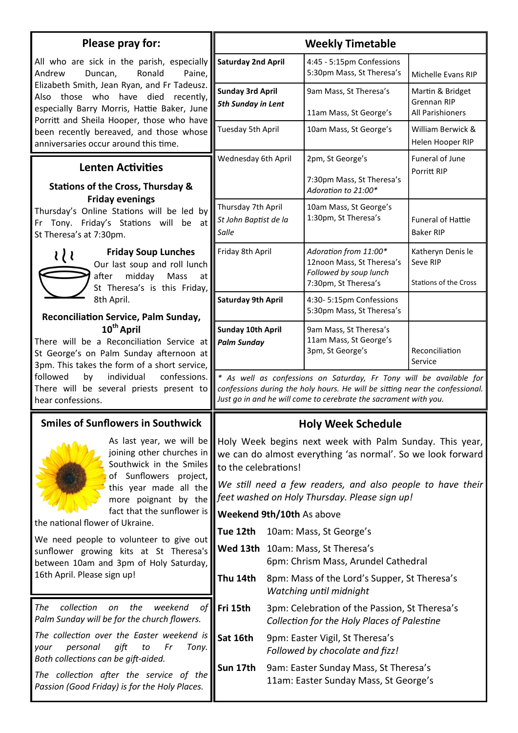## Please pray for:

All who are sick in the parish, especially Andrew Duncan, Ronald Paine, Elizabeth Smith, Jean Ryan, and Fr Tadeusz. Also those who have died recently, especially Barry Morris, Hattie Baker, June Porritt and Sheila Hooper, those who have been recently bereaved, and those whose anniversaries occur around this time.

## Lenten Activities

### Stations of the Cross, Thursday & Friday evenings

Thursday's Online Stations will be led by Fr Tony. Friday's Stations will be at St Theresa's at 7:30pm.

### Friday Soup Lunches

Our last soup and roll lunch after midday Mass at St Theresa's is this Friday, 8th April.

### Reconciliation Service, Palm Sunday, 10th April

There will be a Reconciliation Service at St George's on Palm Sunday afternoon at 3pm. This takes the form of a short service, followed by individual confessions. There will be several priests present to hear confessions.

## Smiles of Sunflowers in Southwick

As last year, we will be joining other churches in Southwick in the Smiles of Sunflowers project, this year made all the more poignant by the fact that the sunflower is the national flower of Ukraine.

We need people to volunteer to give out sunflower growing kits at St Theresa's between 10am and 3pm of Holy Saturday, 16th April. Please sign up!

*The collection on the weekend of Palm Sunday will be for the church flowers.*

*The collection over the Easter weekend is your personal gift to Fr Tony. Both collections can be gift-aided.*

*The collection after the service of the Passion (Good Friday) is for the Holy Places.*

## Weekly Timetable

| | | |
|---|---|---|
| **Saturday 2nd April** | 4:45 - 5:15pm Confessions<br>5:30pm Mass, St Theresa's | Michelle Evans RIP |
| **Sunday 3rd April**<br>***5th Sunday in Lent*** | 9am Mass, St Theresa's<br>11am Mass, St George's | Martin & Bridget Grennan RIP<br>All Parishioners |
| Tuesday 5th April | 10am Mass, St George's | William Berwick & Helen Hooper RIP |
| Wednesday 6th April | 2pm, St George's<br>7:30pm Mass, St Theresa's<br>*Adoration to 21:00** | Funeral of June Porritt RIP |
| Thursday 7th April<br>*St John Baptist de la Salle* | 10am Mass, St George's<br>1:30pm, St Theresa's | Funeral of Hattie Baker RIP |
| Friday 8th April | *Adoration from 11:00**<br>12noon Mass, St Theresa's<br>*Followed by soup lunch*<br>7:30pm, St Theresa's | Katheryn Denis le Seve RIP<br>Stations of the Cross |
| **Saturday 9th April** | 4:30- 5:15pm Confessions<br>5:30pm Mass, St Theresa's | |
| **Sunday 10th April**<br>***Palm Sunday*** | 9am Mass, St Theresa's<br>11am Mass, St George's<br>3pm, St George's | Reconciliation Service |

*\* As well as confessions on Saturday, Fr Tony will be available for confessions during the holy hours. He will be sitting near the confessional. Just go in and he will come to cerebrate the sacrament with you.*

## Holy Week Schedule

Holy Week begins next week with Palm Sunday. This year, we can do almost everything 'as normal'. So we look forward to the celebrations!

*We still need a few readers, and also people to have their feet washed on Holy Thursday. Please sign up!*

**Weekend 9th/10th** As above

| | |
|---|---|
| **Tue 12th** | 10am: Mass, St George's |
| **Wed 13th** | 10am: Mass, St Theresa's<br>6pm: Chrism Mass, Arundel Cathedral |
| **Thu 14th** | 8pm: Mass of the Lord's Supper, St Theresa's<br>*Watching until midnight* |
| **Fri 15th** | 3pm: Celebration of the Passion, St Theresa's<br>*Collection for the Holy Places of Palestine* |
| **Sat 16th** | 9pm: Easter Vigil, St Theresa's<br>*Followed by chocolate and fizz!* |
| **Sun 17th** | 9am: Easter Sunday Mass, St Theresa's<br>11am: Easter Sunday Mass, St George's |